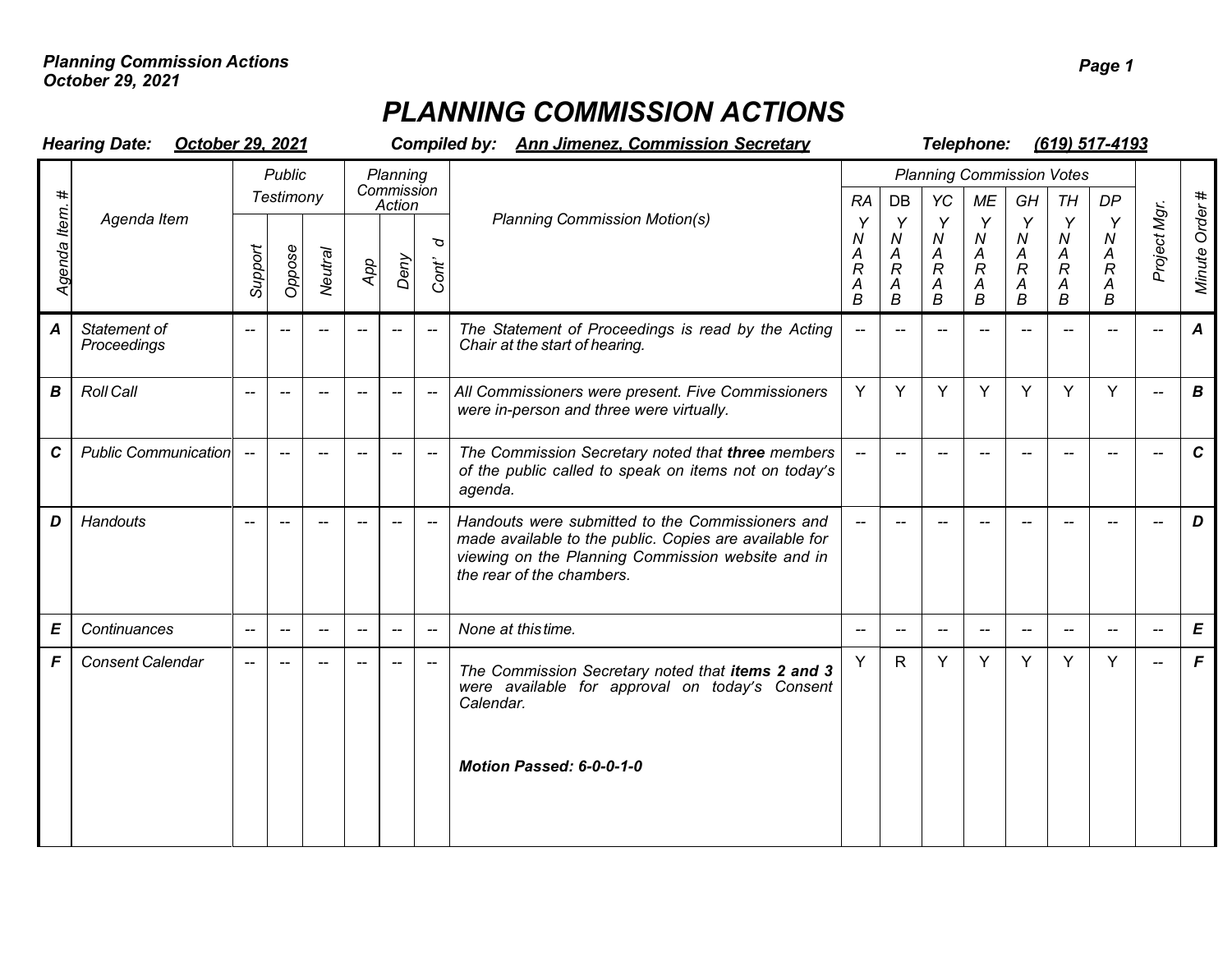# PLANNING COMMISSION ACTIONS

**Hearing Date:** **October 29, 2021** **Compiled by:** **Ann Jimenez, Commission Secretary** **Telephone:** **(619) 517-4193**

| Agenda Item # | Agenda Item | Public Testimony | | | Planning Commission Action | | | Planning Commission Motion(s) | Planning Commission Votes | | | | | | | Project Mgr. | Minute Order # |
|---|---|---|---|---|---|---|---|---|---|---|---|---|---|---|---|---|---|
| | | Support | Oppose | Neutral | App | Deny | Cont' d | | RA Y N A R A B | DB Y N A R A B | YC Y N A R A B | ME Y N A R A B | GH Y N A R A B | TH Y N A R A B | DP Y N A R A B | | |
| **A** | Statement of Proceedings | -- | -- | -- | -- | -- | -- | The Statement of Proceedings is read by the Acting Chair at the start of hearing. | -- | -- | -- | -- | -- | -- | -- | -- | **A** |
| **B** | Roll Call | -- | -- | -- | -- | -- | -- | All Commissioners were present. Five Commissioners were in-person and three were virtually. | Y | Y | Y | Y | Y | Y | Y | -- | **B** |
| **C** | Public Communication | -- | -- | -- | -- | -- | -- | The Commission Secretary noted that **three** members of the public called to speak on items not on today's agenda. | -- | -- | -- | -- | -- | -- | -- | -- | **C** |
| **D** | Handouts | -- | -- | -- | -- | -- | -- | Handouts were submitted to the Commissioners and made available to the public. Copies are available for viewing on the Planning Commission website and in the rear of the chambers. | -- | -- | -- | -- | -- | -- | -- | -- | **D** |
| **E** | Continuances | -- | -- | -- | -- | -- | -- | None at this time. | -- | -- | -- | -- | -- | -- | -- | -- | **E** |
| **F** | Consent Calendar | -- | -- | -- | -- | -- | -- | The Commission Secretary noted that **items 2 and 3** were available for approval on today's Consent Calendar. **Motion Passed: 6-0-0-1-0** | Y | R | Y | Y | Y | Y | Y | -- | **F** |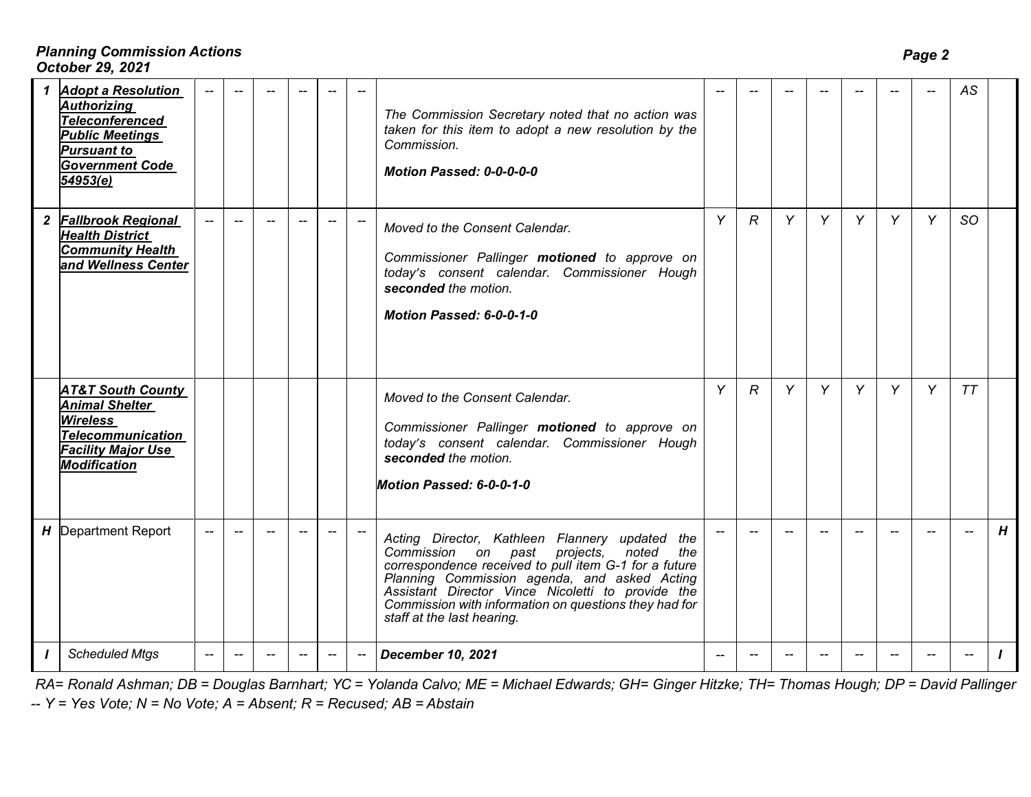**Planning Commission Actions**
**October 29, 2021**

| | | | | | | | | | | | | | | | | | |
|---|---|---|---|---|---|---|---|---|---|---|---|---|---|---|---|---|---|
| 1 | **Adopt a Resolution Authorizing Teleconferenced Public Meetings Pursuant to Government Code 54953(e)** | -- | -- | -- | -- | -- | -- | The Commission Secretary noted that no action was taken for this item to adopt a new resolution by the Commission.<br><br>**Motion Passed: 0-0-0-0-0** | -- | -- | -- | -- | -- | -- | -- | AS | |
| 2 | **Fallbrook Regional Health District Community Health and Wellness Center** | -- | -- | -- | -- | -- | -- | Moved to the Consent Calendar.<br><br>Commissioner Pallinger **motioned** to approve on today's consent calendar. Commissioner Hough **seconded** the motion.<br><br>**Motion Passed: 6-0-0-1-0** | Y | R | Y | Y | Y | Y | Y | SO | |
| | **AT&T South County Animal Shelter Wireless Telecommunication Facility Major Use Modification** | | | | | | | Moved to the Consent Calendar.<br><br>Commissioner Pallinger **motioned** to approve on today's consent calendar. Commissioner Hough **seconded** the motion.<br><br>**Motion Passed: 6-0-0-1-0** | Y | R | Y | Y | Y | Y | Y | TT | |
| H | Department Report | -- | -- | -- | -- | -- | -- | Acting Director, Kathleen Flannery updated the Commission on past projects, noted the correspondence received to pull item G-1 for a future Planning Commission agenda, and asked Acting Assistant Director Vince Nicoletti to provide the Commission with information on questions they had for staff at the last hearing. | -- | -- | -- | -- | -- | -- | -- | -- | H |
| I | Scheduled Mtgs | -- | -- | -- | -- | -- | -- | **December 10, 2021** | -- | -- | -- | -- | -- | -- | -- | -- | I |

RA= Ronald Ashman; DB = Douglas Barnhart; YC = Yolanda Calvo; ME = Michael Edwards; GH= Ginger Hitzke; TH= Thomas Hough; DP = David Pallinger -- Y = Yes Vote; N = No Vote; A = Absent; R = Recused; AB = Abstain